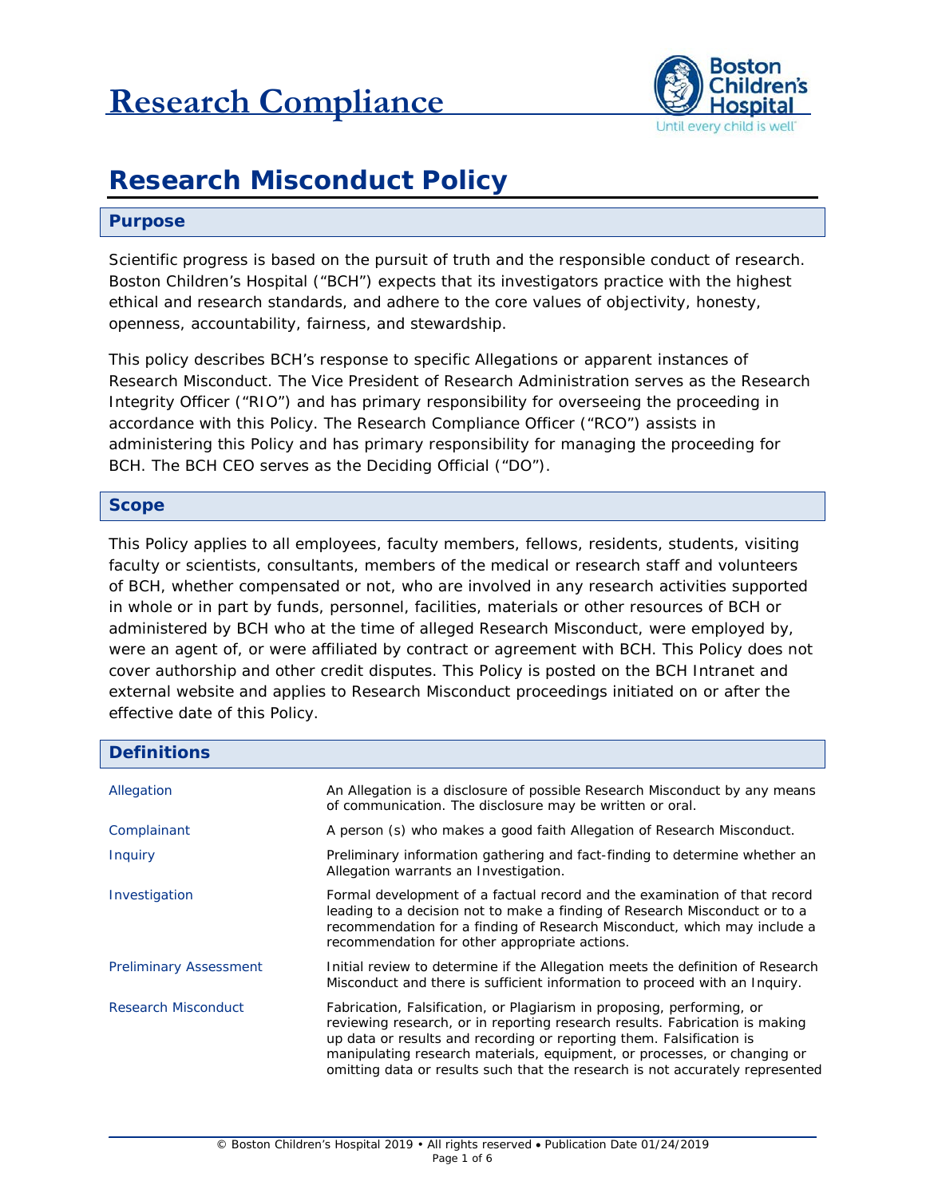# Research Compliance

# Research Misconduct Policy

## Purpose

Scientific progress is based on the pursuit of truth and the responsible conduct of research. Boston Children's Hospital ("BCH") expects that its investigators practice with the highest ethical and research standards, and adhere to the core values of objectivity, honesty, openness, accountability, fairness, and stewardship.

This policy describes BCH's response to specific Allegations or apparent instances of Research Misconduct. The Vice President of Research Administration serves as the Research Integrity Officer ("RIO") and has primary responsibility for overseeing the proceeding in accordance with this Policy. The Research Compliance Officer ("RCO") assists in administering this Policy and has primary responsibility for managing the proceeding for BCH. The BCH CEO serves as the Deciding Official ("DO").

## Scope

This Policy applies to all employees, faculty members, fellows, residents, students, visiting faculty or scientists, consultants, members of the medical or research staff and volunteers of BCH, whether compensated or not, who are involved in any research activities supported in whole or in part by funds, personnel, facilities, materials or other resources of BCH or administered by BCH who at the time of alleged Research Misconduct, were employed by, were an agent of, or were affiliated by contract or agreement with BCH. This Policy does not cover authorship and other credit disputes. This Policy is posted on the BCH Intranet and external website and applies to Research Misconduct proceedings initiated on or after the effective date of this Policy.

## Definitions

| Term | Definition |
|---|---|
| Allegation | An Allegation is a disclosure of possible Research Misconduct by any means of communication. The disclosure may be written or oral. |
| Complainant | A person (s) who makes a good faith Allegation of Research Misconduct. |
| Inquiry | Preliminary information gathering and fact-finding to determine whether an Allegation warrants an Investigation. |
| Investigation | Formal development of a factual record and the examination of that record leading to a decision not to make a finding of Research Misconduct or to a recommendation for a finding of Research Misconduct, which may include a recommendation for other appropriate actions. |
| Preliminary Assessment | Initial review to determine if the Allegation meets the definition of Research Misconduct and there is sufficient information to proceed with an Inquiry. |
| Research Misconduct | Fabrication, Falsification, or Plagiarism in proposing, performing, or reviewing research, or in reporting research results. Fabrication is making up data or results and recording or reporting them. Falsification is manipulating research materials, equipment, or processes, or changing or omitting data or results such that the research is not accurately represented |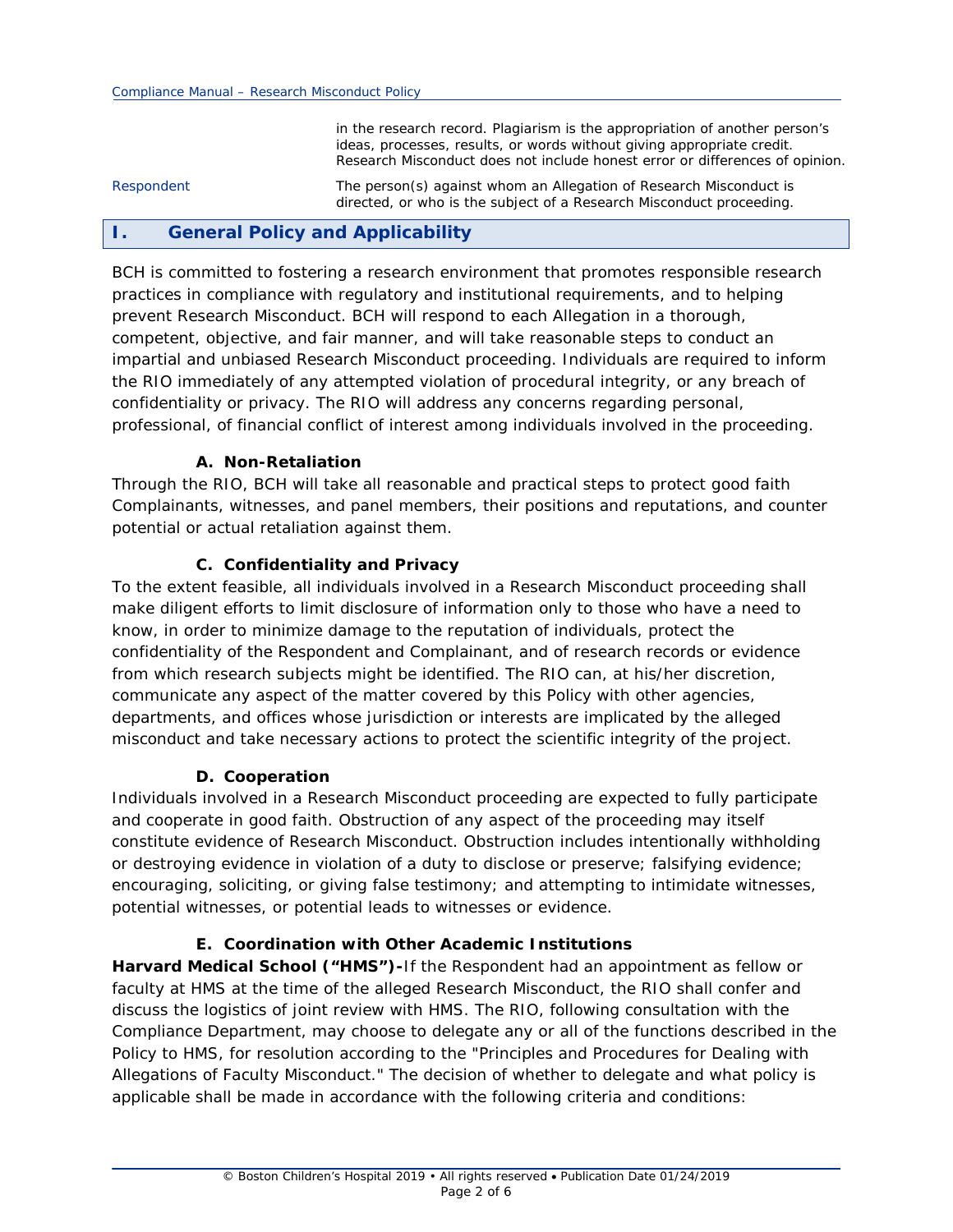| | |
|---|---|
| | in the research record. Plagiarism is the appropriation of another person's ideas, processes, results, or words without giving appropriate credit. Research Misconduct does not include honest error or differences of opinion. |
| Respondent | The person(s) against whom an Allegation of Research Misconduct is directed, or who is the subject of a Research Misconduct proceeding. |

## I. General Policy and Applicability

BCH is committed to fostering a research environment that promotes responsible research practices in compliance with regulatory and institutional requirements, and to helping prevent Research Misconduct. BCH will respond to each Allegation in a thorough, competent, objective, and fair manner, and will take reasonable steps to conduct an impartial and unbiased Research Misconduct proceeding. Individuals are required to inform the RIO immediately of any attempted violation of procedural integrity, or any breach of confidentiality or privacy. The RIO will address any concerns regarding personal, professional, of financial conflict of interest among individuals involved in the proceeding.

### A. Non-Retaliation

Through the RIO, BCH will take all reasonable and practical steps to protect good faith Complainants, witnesses, and panel members, their positions and reputations, and counter potential or actual retaliation against them.

### C. Confidentiality and Privacy

To the extent feasible, all individuals involved in a Research Misconduct proceeding shall make diligent efforts to limit disclosure of information only to those who have a need to know, in order to minimize damage to the reputation of individuals, protect the confidentiality of the Respondent and Complainant, and of research records or evidence from which research subjects might be identified. The RIO can, at his/her discretion, communicate any aspect of the matter covered by this Policy with other agencies, departments, and offices whose jurisdiction or interests are implicated by the alleged misconduct and take necessary actions to protect the scientific integrity of the project.

### D. Cooperation

Individuals involved in a Research Misconduct proceeding are expected to fully participate and cooperate in good faith. Obstruction of any aspect of the proceeding may itself constitute evidence of Research Misconduct. Obstruction includes intentionally withholding or destroying evidence in violation of a duty to disclose or preserve; falsifying evidence; encouraging, soliciting, or giving false testimony; and attempting to intimidate witnesses, potential witnesses, or potential leads to witnesses or evidence.

### E. Coordination with Other Academic Institutions

**Harvard Medical School ("HMS")-**If the Respondent had an appointment as fellow or faculty at HMS at the time of the alleged Research Misconduct, the RIO shall confer and discuss the logistics of joint review with HMS. The RIO, following consultation with the Compliance Department, may choose to delegate any or all of the functions described in the Policy to HMS, for resolution according to the "Principles and Procedures for Dealing with Allegations of Faculty Misconduct." The decision of whether to delegate and what policy is applicable shall be made in accordance with the following criteria and conditions: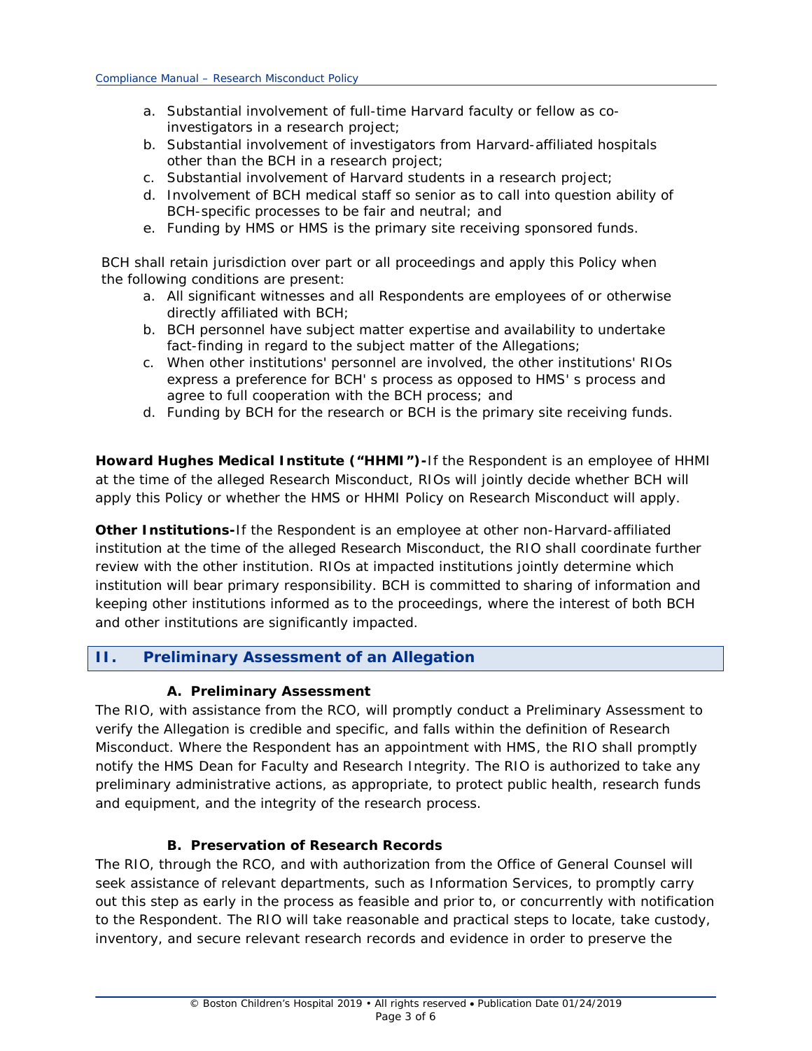a. Substantial involvement of full-time Harvard faculty or fellow as co-investigators in a research project;
b. Substantial involvement of investigators from Harvard-affiliated hospitals other than the BCH in a research project;
c. Substantial involvement of Harvard students in a research project;
d. Involvement of BCH medical staff so senior as to call into question ability of BCH-specific processes to be fair and neutral; and
e. Funding by HMS or HMS is the primary site receiving sponsored funds.

BCH shall retain jurisdiction over part or all proceedings and apply this Policy when the following conditions are present:

a. All significant witnesses and all Respondents are employees of or otherwise directly affiliated with BCH;
b. BCH personnel have subject matter expertise and availability to undertake fact-finding in regard to the subject matter of the Allegations;
c. When other institutions' personnel are involved, the other institutions' RIOs express a preference for BCH' s process as opposed to HMS' s process and agree to full cooperation with the BCH process; and
d. Funding by BCH for the research or BCH is the primary site receiving funds.

**Howard Hughes Medical Institute ("HHMI")-**If the Respondent is an employee of HHMI at the time of the alleged Research Misconduct, RIOs will jointly decide whether BCH will apply this Policy or whether the HMS or HHMI Policy on Research Misconduct will apply.

**Other Institutions-**If the Respondent is an employee at other non-Harvard-affiliated institution at the time of the alleged Research Misconduct, the RIO shall coordinate further review with the other institution. RIOs at impacted institutions jointly determine which institution will bear primary responsibility. BCH is committed to sharing of information and keeping other institutions informed as to the proceedings, where the interest of both BCH and other institutions are significantly impacted.

## II. Preliminary Assessment of an Allegation

### A. Preliminary Assessment

The RIO, with assistance from the RCO, will promptly conduct a Preliminary Assessment to verify the Allegation is credible and specific, and falls within the definition of Research Misconduct. Where the Respondent has an appointment with HMS, the RIO shall promptly notify the HMS Dean for Faculty and Research Integrity. The RIO is authorized to take any preliminary administrative actions, as appropriate, to protect public health, research funds and equipment, and the integrity of the research process.

### B. Preservation of Research Records

The RIO, through the RCO, and with authorization from the Office of General Counsel will seek assistance of relevant departments, such as Information Services, to promptly carry out this step as early in the process as feasible and prior to, or concurrently with notification to the Respondent. The RIO will take reasonable and practical steps to locate, take custody, inventory, and secure relevant research records and evidence in order to preserve the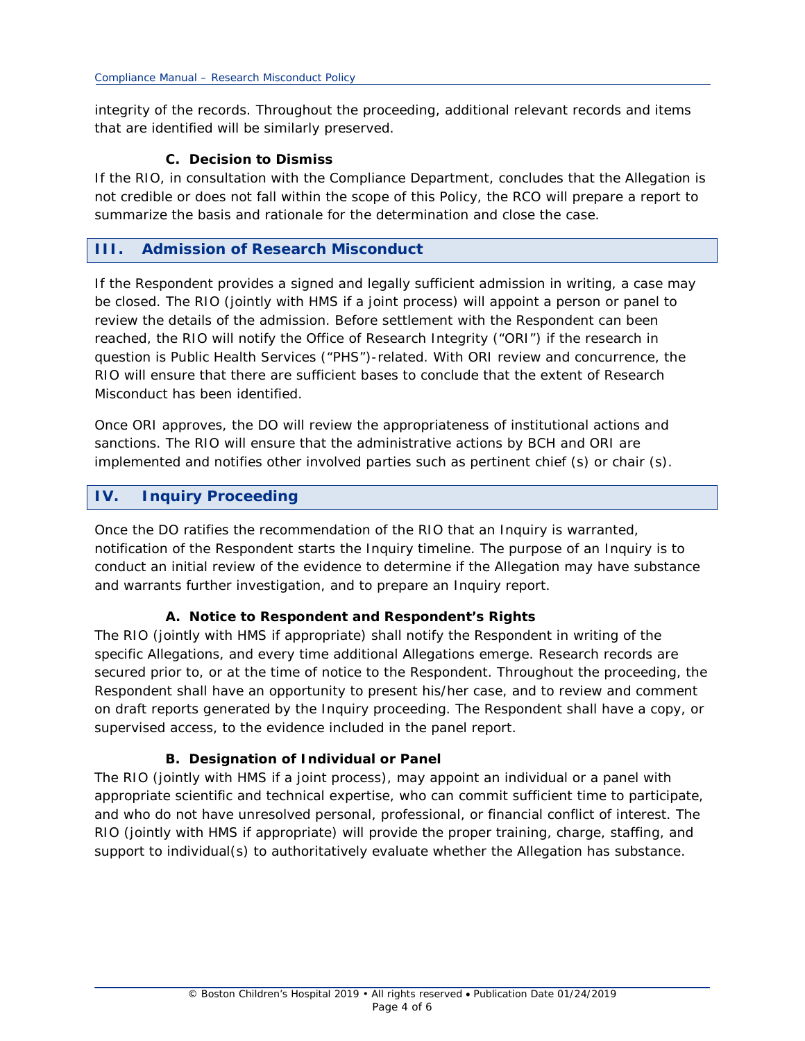integrity of the records. Throughout the proceeding, additional relevant records and items that are identified will be similarly preserved.

### C. Decision to Dismiss

If the RIO, in consultation with the Compliance Department, concludes that the Allegation is not credible or does not fall within the scope of this Policy, the RCO will prepare a report to summarize the basis and rationale for the determination and close the case.

## III. Admission of Research Misconduct

If the Respondent provides a signed and legally sufficient admission in writing, a case may be closed. The RIO (jointly with HMS if a joint process) will appoint a person or panel to review the details of the admission. Before settlement with the Respondent can been reached, the RIO will notify the Office of Research Integrity ("ORI") if the research in question is Public Health Services ("PHS")-related. With ORI review and concurrence, the RIO will ensure that there are sufficient bases to conclude that the extent of Research Misconduct has been identified.

Once ORI approves, the DO will review the appropriateness of institutional actions and sanctions. The RIO will ensure that the administrative actions by BCH and ORI are implemented and notifies other involved parties such as pertinent chief (s) or chair (s).

## IV. Inquiry Proceeding

Once the DO ratifies the recommendation of the RIO that an Inquiry is warranted, notification of the Respondent starts the Inquiry timeline. The purpose of an Inquiry is to conduct an initial review of the evidence to determine if the Allegation may have substance and warrants further investigation, and to prepare an Inquiry report.

### A. Notice to Respondent and Respondent's Rights

The RIO (jointly with HMS if appropriate) shall notify the Respondent in writing of the specific Allegations, and every time additional Allegations emerge. Research records are secured prior to, or at the time of notice to the Respondent. Throughout the proceeding, the Respondent shall have an opportunity to present his/her case, and to review and comment on draft reports generated by the Inquiry proceeding. The Respondent shall have a copy, or supervised access, to the evidence included in the panel report.

### B. Designation of Individual or Panel

The RIO (jointly with HMS if a joint process), may appoint an individual or a panel with appropriate scientific and technical expertise, who can commit sufficient time to participate, and who do not have unresolved personal, professional, or financial conflict of interest. The RIO (jointly with HMS if appropriate) will provide the proper training, charge, staffing, and support to individual(s) to authoritatively evaluate whether the Allegation has substance.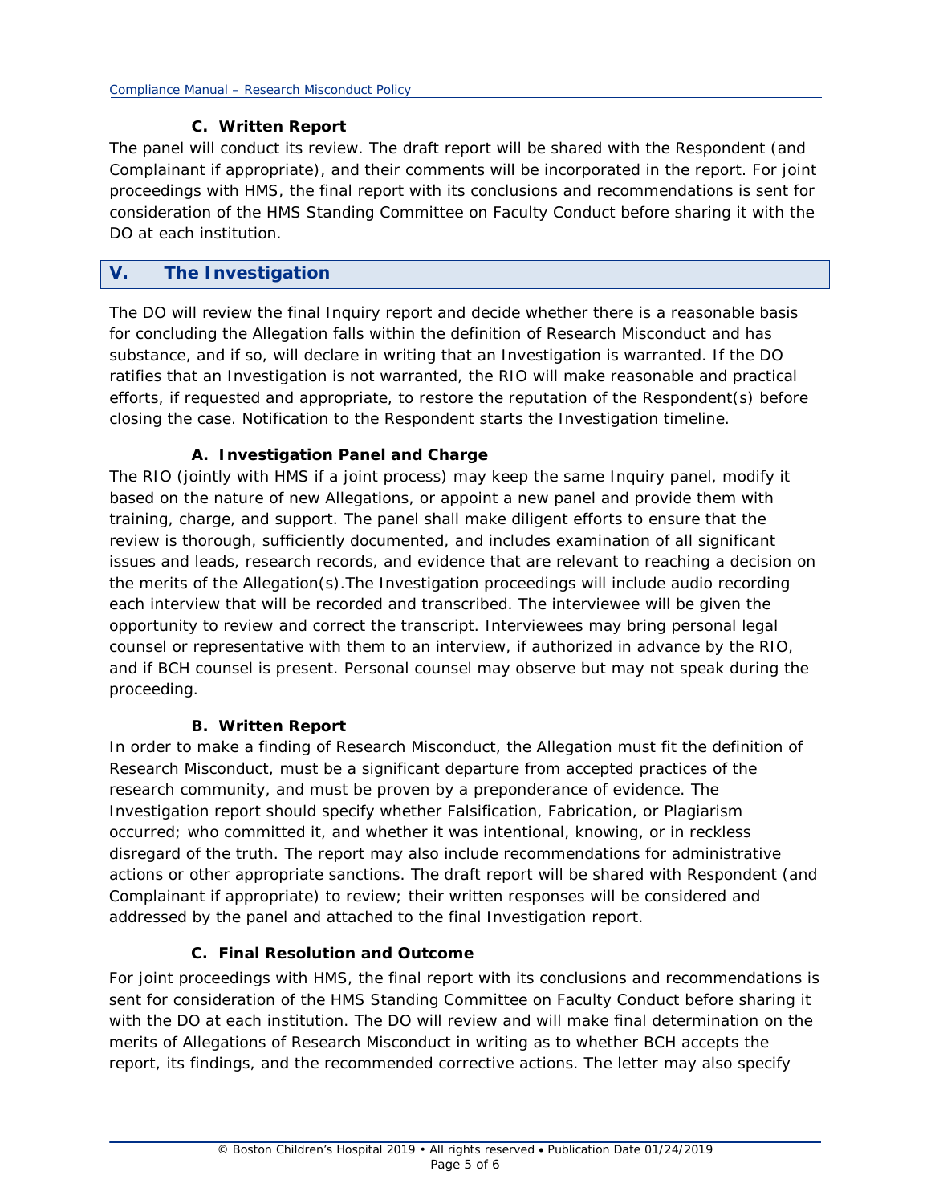### C. Written Report

The panel will conduct its review. The draft report will be shared with the Respondent (and Complainant if appropriate), and their comments will be incorporated in the report. For joint proceedings with HMS, the final report with its conclusions and recommendations is sent for consideration of the HMS Standing Committee on Faculty Conduct before sharing it with the DO at each institution.

## V. The Investigation

The DO will review the final Inquiry report and decide whether there is a reasonable basis for concluding the Allegation falls within the definition of Research Misconduct and has substance, and if so, will declare in writing that an Investigation is warranted. If the DO ratifies that an Investigation is not warranted, the RIO will make reasonable and practical efforts, if requested and appropriate, to restore the reputation of the Respondent(s) before closing the case. Notification to the Respondent starts the Investigation timeline.

### A. Investigation Panel and Charge

The RIO (jointly with HMS if a joint process) may keep the same Inquiry panel, modify it based on the nature of new Allegations, or appoint a new panel and provide them with training, charge, and support. The panel shall make diligent efforts to ensure that the review is thorough, sufficiently documented, and includes examination of all significant issues and leads, research records, and evidence that are relevant to reaching a decision on the merits of the Allegation(s).The Investigation proceedings will include audio recording each interview that will be recorded and transcribed. The interviewee will be given the opportunity to review and correct the transcript. Interviewees may bring personal legal counsel or representative with them to an interview, if authorized in advance by the RIO, and if BCH counsel is present. Personal counsel may observe but may not speak during the proceeding.

### B. Written Report

In order to make a finding of Research Misconduct, the Allegation must fit the definition of Research Misconduct, must be a significant departure from accepted practices of the research community, and must be proven by a preponderance of evidence. The Investigation report should specify whether Falsification, Fabrication, or Plagiarism occurred; who committed it, and whether it was intentional, knowing, or in reckless disregard of the truth. The report may also include recommendations for administrative actions or other appropriate sanctions. The draft report will be shared with Respondent (and Complainant if appropriate) to review; their written responses will be considered and addressed by the panel and attached to the final Investigation report.

### C. Final Resolution and Outcome

For joint proceedings with HMS, the final report with its conclusions and recommendations is sent for consideration of the HMS Standing Committee on Faculty Conduct before sharing it with the DO at each institution. The DO will review and will make final determination on the merits of Allegations of Research Misconduct in writing as to whether BCH accepts the report, its findings, and the recommended corrective actions. The letter may also specify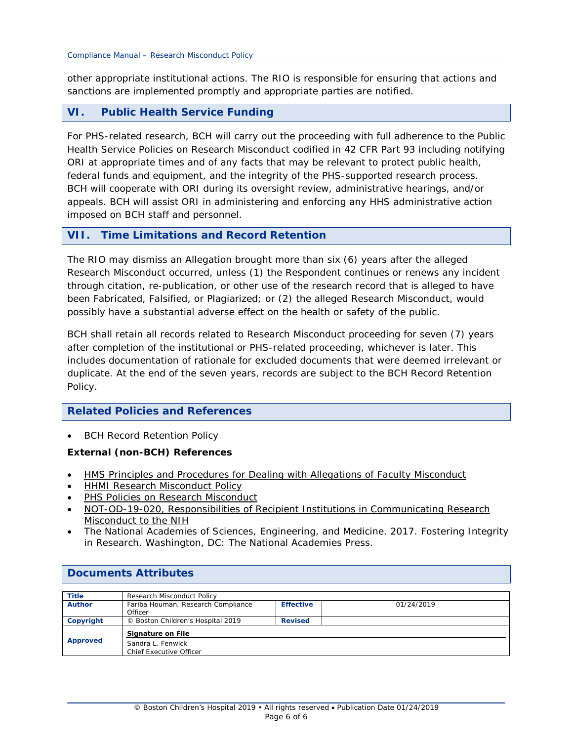other appropriate institutional actions. The RIO is responsible for ensuring that actions and sanctions are implemented promptly and appropriate parties are notified.

## VI. Public Health Service Funding

For PHS-related research, BCH will carry out the proceeding with full adherence to the Public Health Service Policies on Research Misconduct codified in 42 CFR Part 93 including notifying ORI at appropriate times and of any facts that may be relevant to protect public health, federal funds and equipment, and the integrity of the PHS-supported research process. BCH will cooperate with ORI during its oversight review, administrative hearings, and/or appeals. BCH will assist ORI in administering and enforcing any HHS administrative action imposed on BCH staff and personnel.

## VII. Time Limitations and Record Retention

The RIO may dismiss an Allegation brought more than six (6) years after the alleged Research Misconduct occurred, unless (1) the Respondent continues or renews any incident through citation, re-publication, or other use of the research record that is alleged to have been Fabricated, Falsified, or Plagiarized; or (2) the alleged Research Misconduct, would possibly have a substantial adverse effect on the health or safety of the public.

BCH shall retain all records related to Research Misconduct proceeding for seven (7) years after completion of the institutional or PHS-related proceeding, whichever is later. This includes documentation of rationale for excluded documents that were deemed irrelevant or duplicate. At the end of the seven years, records are subject to the BCH Record Retention Policy.

## Related Policies and References

- BCH Record Retention Policy

**External (non-BCH) References**

- HMS Principles and Procedures for Dealing with Allegations of Faculty Misconduct
- HHMI Research Misconduct Policy
- PHS Policies on Research Misconduct
- NOT-OD-19-020, Responsibilities of Recipient Institutions in Communicating Research Misconduct to the NIH
- The National Academies of Sciences, Engineering, and Medicine. 2017. Fostering Integrity in Research. Washington, DC: The National Academies Press.

## Documents Attributes

| | | | |
|---|---|---|---|
| **Title** | Research Misconduct Policy | | |
| **Author** | Fariba Houman, Research Compliance Officer | **Effective** | 01/24/2019 |
| **Copyright** | © Boston Children's Hospital 2019 | **Revised** | |
| **Approved** | **Signature on File**<br>Sandra L. Fenwick<br>Chief Executive Officer | | |